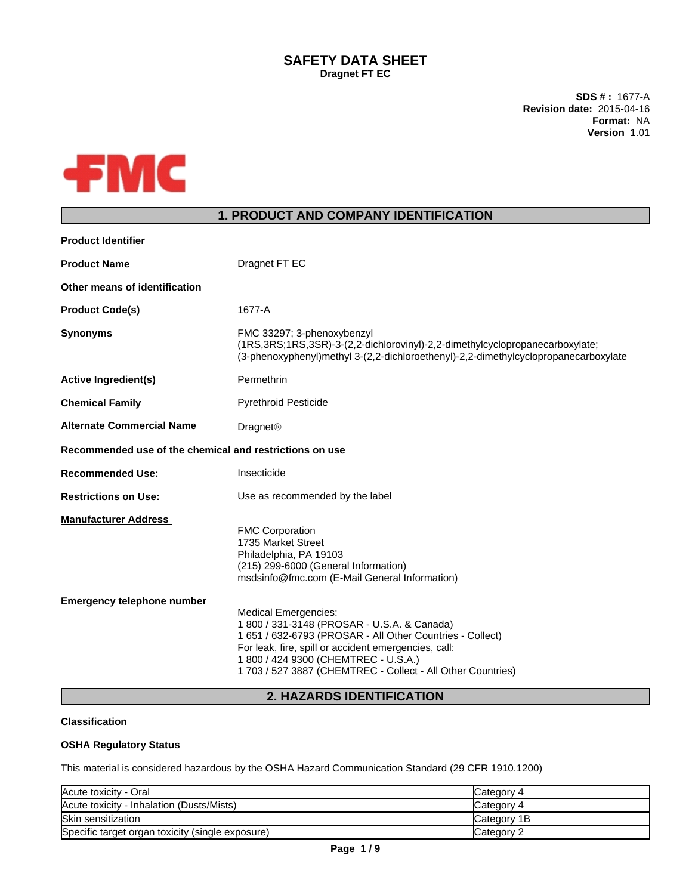# SAFETY DATA SHEET

**Dragnet FT EC**

**SDS # :** 1677-A
**Revision date:** 2015-04-16
**Format:** NA
**Version** 1.01

FMC

## 1. PRODUCT AND COMPANY IDENTIFICATION

**Product Identifier**

**Product Name** Dragnet FT EC

**Other means of identification**

**Product Code(s)** 1677-A

**Synonyms** FMC 33297; 3-phenoxybenzyl (1RS,3RS;1RS,3SR)-3-(2,2-dichlorovinyl)-2,2-dimethylcyclopropanecarboxylate; (3-phenoxyphenyl)methyl 3-(2,2-dichloroethenyl)-2,2-dimethylcyclopropanecarboxylate

**Active Ingredient(s)** Permethrin

**Chemical Family** Pyrethroid Pesticide

**Alternate Commercial Name** Dragnet®

**Recommended use of the chemical and restrictions on use**

**Recommended Use:** Insecticide

**Restrictions on Use:** Use as recommended by the label

**Manufacturer Address**

FMC Corporation
1735 Market Street
Philadelphia, PA 19103
(215) 299-6000 (General Information)
msdsinfo@fmc.com (E-Mail General Information)

**Emergency telephone number**

Medical Emergencies:
1 800 / 331-3148 (PROSAR - U.S.A. & Canada)
1 651 / 632-6793 (PROSAR - All Other Countries - Collect)
For leak, fire, spill or accident emergencies, call:
1 800 / 424 9300 (CHEMTREC - U.S.A.)
1 703 / 527 3887 (CHEMTREC - Collect - All Other Countries)

## 2. HAZARDS IDENTIFICATION

**Classification**

**OSHA Regulatory Status**

This material is considered hazardous by the OSHA Hazard Communication Standard (29 CFR 1910.1200)

| | |
|---|---|
| Acute toxicity - Oral | Category 4 |
| Acute toxicity - Inhalation (Dusts/Mists) | Category 4 |
| Skin sensitization | Category 1B |
| Specific target organ toxicity (single exposure) | Category 2 |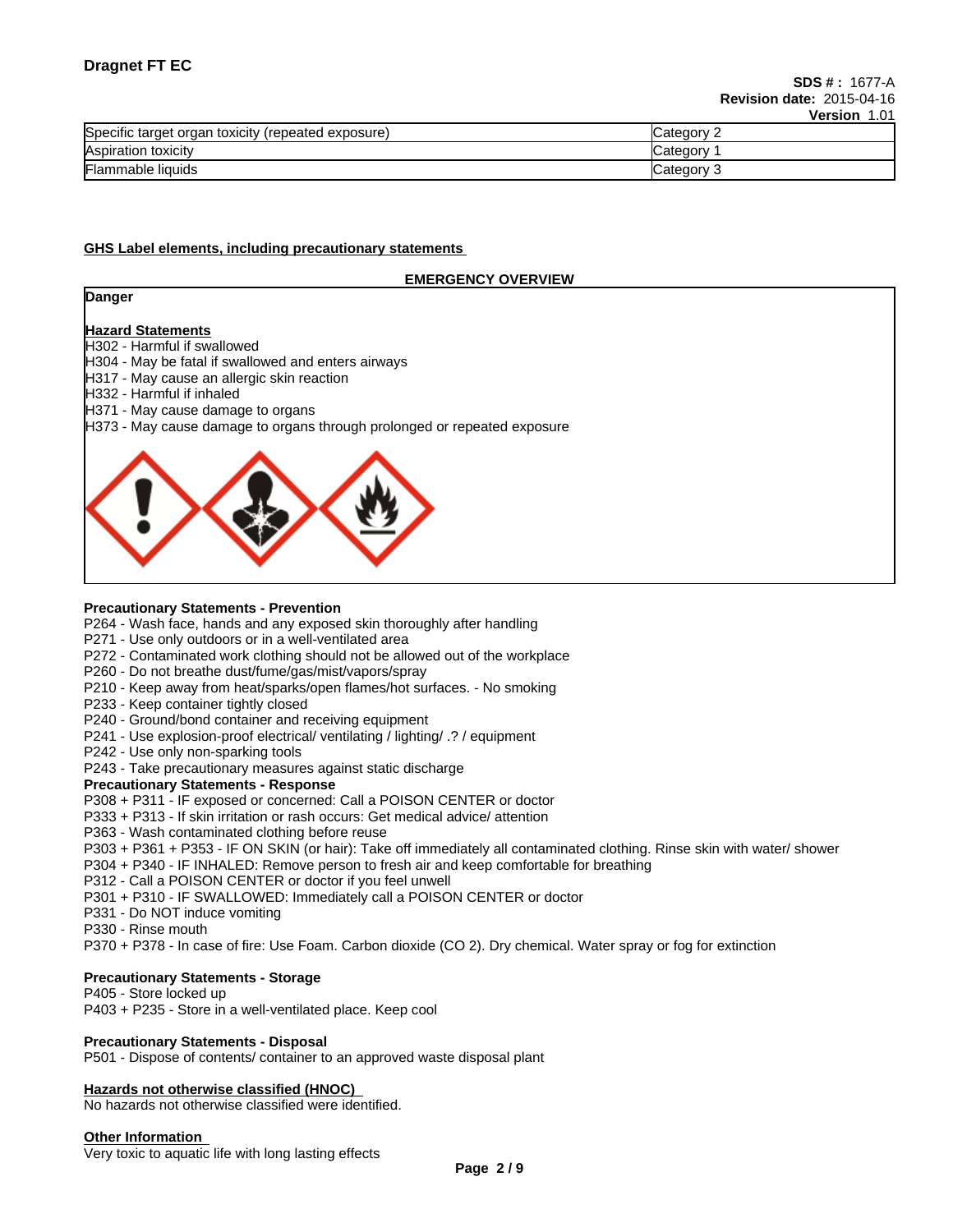| | |
|---|---|
| Specific target organ toxicity (repeated exposure) | Category 2 |
| Aspiration toxicity | Category 1 |
| Flammable liquids | Category 3 |

## GHS Label elements, including precautionary statements

**EMERGENCY OVERVIEW**

**Danger**

**Hazard Statements**

H302 - Harmful if swallowed
H304 - May be fatal if swallowed and enters airways
H317 - May cause an allergic skin reaction
H332 - Harmful if inhaled
H371 - May cause damage to organs
H373 - May cause damage to organs through prolonged or repeated exposure

**Precautionary Statements - Prevention**

P264 - Wash face, hands and any exposed skin thoroughly after handling
P271 - Use only outdoors or in a well-ventilated area
P272 - Contaminated work clothing should not be allowed out of the workplace
P260 - Do not breathe dust/fume/gas/mist/vapors/spray
P210 - Keep away from heat/sparks/open flames/hot surfaces. - No smoking
P233 - Keep container tightly closed
P240 - Ground/bond container and receiving equipment
P241 - Use explosion-proof electrical/ ventilating / lighting/ .? / equipment
P242 - Use only non-sparking tools
P243 - Take precautionary measures against static discharge

**Precautionary Statements - Response**

P308 + P311 - IF exposed or concerned: Call a POISON CENTER or doctor
P333 + P313 - If skin irritation or rash occurs: Get medical advice/ attention
P363 - Wash contaminated clothing before reuse
P303 + P361 + P353 - IF ON SKIN (or hair): Take off immediately all contaminated clothing. Rinse skin with water/ shower
P304 + P340 - IF INHALED: Remove person to fresh air and keep comfortable for breathing
P312 - Call a POISON CENTER or doctor if you feel unwell
P301 + P310 - IF SWALLOWED: Immediately call a POISON CENTER or doctor
P331 - Do NOT induce vomiting
P330 - Rinse mouth
P370 + P378 - In case of fire: Use Foam. Carbon dioxide ($CO_2$). Dry chemical. Water spray or fog for extinction

**Precautionary Statements - Storage**

P405 - Store locked up
P403 + P235 - Store in a well-ventilated place. Keep cool

**Precautionary Statements - Disposal**

P501 - Dispose of contents/ container to an approved waste disposal plant

## Hazards not otherwise classified (HNOC)

No hazards not otherwise classified were identified.

## Other Information

Very toxic to aquatic life with long lasting effects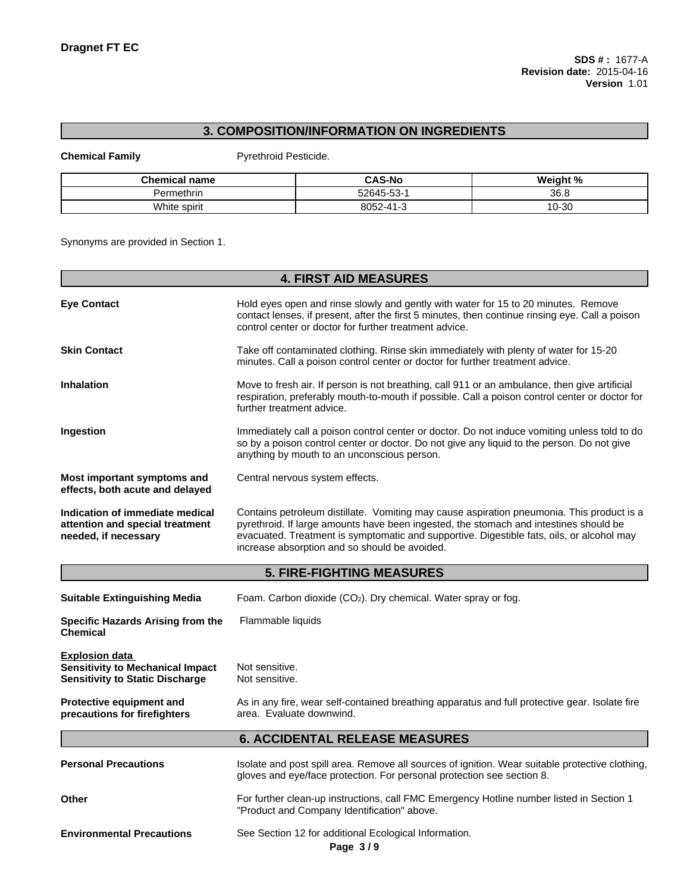## 3. COMPOSITION/INFORMATION ON INGREDIENTS

**Chemical Family** Pyrethroid Pesticide.

| Chemical name | CAS-No | Weight % |
|---|---|---|
| Permethrin | 52645-53-1 | 36.8 |
| White spirit | 8052-41-3 | 10-30 |

Synonyms are provided in Section 1.

## 4. FIRST AID MEASURES

**Eye Contact**
Hold eyes open and rinse slowly and gently with water for 15 to 20 minutes. Remove contact lenses, if present, after the first 5 minutes, then continue rinsing eye. Call a poison control center or doctor for further treatment advice.

**Skin Contact**
Take off contaminated clothing. Rinse skin immediately with plenty of water for 15-20 minutes. Call a poison control center or doctor for further treatment advice.

**Inhalation**
Move to fresh air. If person is not breathing, call 911 or an ambulance, then give artificial respiration, preferably mouth-to-mouth if possible. Call a poison control center or doctor for further treatment advice.

**Ingestion**
Immediately call a poison control center or doctor. Do not induce vomiting unless told to do so by a poison control center or doctor. Do not give any liquid to the person. Do not give anything by mouth to an unconscious person.

**Most important symptoms and effects, both acute and delayed**
Central nervous system effects.

**Indication of immediate medical attention and special treatment needed, if necessary**
Contains petroleum distillate. Vomiting may cause aspiration pneumonia. This product is a pyrethroid. If large amounts have been ingested, the stomach and intestines should be evacuated. Treatment is symptomatic and supportive. Digestible fats, oils, or alcohol may increase absorption and so should be avoided.

## 5. FIRE-FIGHTING MEASURES

**Suitable Extinguishing Media**
Foam. Carbon dioxide ($CO_2$). Dry chemical. Water spray or fog.

**Specific Hazards Arising from the Chemical**
Flammable liquids

**Explosion data**
**Sensitivity to Mechanical Impact** Not sensitive.
**Sensitivity to Static Discharge** Not sensitive.

**Protective equipment and precautions for firefighters**
As in any fire, wear self-contained breathing apparatus and full protective gear. Isolate fire area. Evaluate downwind.

## 6. ACCIDENTAL RELEASE MEASURES

**Personal Precautions**
Isolate and post spill area. Remove all sources of ignition. Wear suitable protective clothing, gloves and eye/face protection. For personal protection see section 8.

**Other**
For further clean-up instructions, call FMC Emergency Hotline number listed in Section 1 "Product and Company Identification" above.

**Environmental Precautions**
See Section 12 for additional Ecological Information.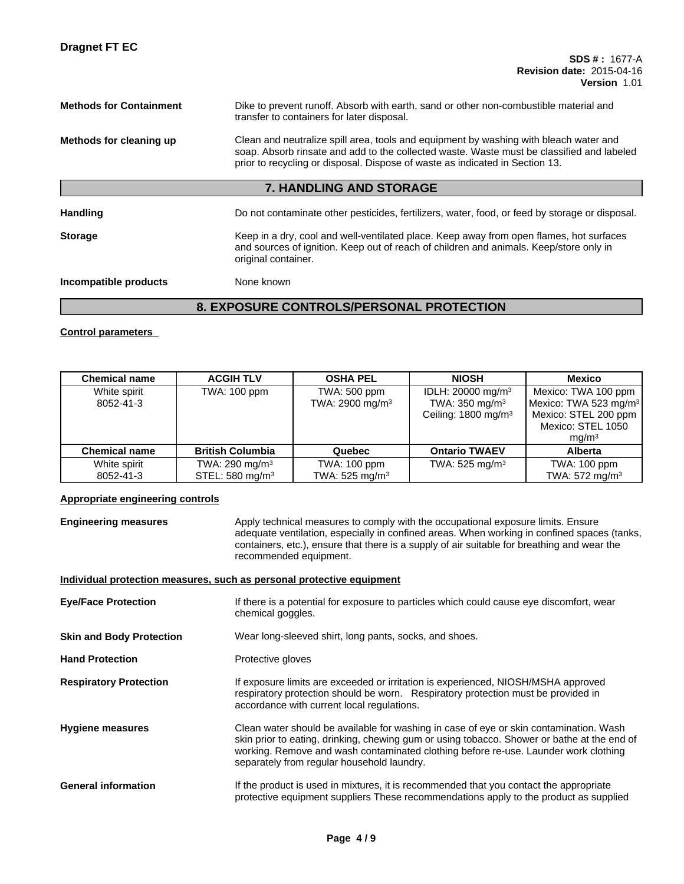**Methods for Containment**

Dike to prevent runoff. Absorb with earth, sand or other non-combustible material and transfer to containers for later disposal.

**Methods for cleaning up**

Clean and neutralize spill area, tools and equipment by washing with bleach water and soap. Absorb rinsate and add to the collected waste. Waste must be classified and labeled prior to recycling or disposal. Dispose of waste as indicated in Section 13.

## 7. HANDLING AND STORAGE

**Handling**

Do not contaminate other pesticides, fertilizers, water, food, or feed by storage or disposal.

**Storage**

Keep in a dry, cool and well-ventilated place. Keep away from open flames, hot surfaces and sources of ignition. Keep out of reach of children and animals. Keep/store only in original container.

**Incompatible products**

None known

## 8. EXPOSURE CONTROLS/PERSONAL PROTECTION

**Control parameters**

| Chemical name | ACGIH TLV | OSHA PEL | NIOSH | Mexico |
|---|---|---|---|---|
| White spirit 8052-41-3 | TWA: 100 ppm | TWA: 500 ppm TWA: 2900 mg/m³ | IDLH: 20000 mg/m³ TWA: 350 mg/m³ Ceiling: 1800 mg/m³ | Mexico: TWA 100 ppm Mexico: TWA 523 mg/m³ Mexico: STEL 200 ppm Mexico: STEL 1050 mg/m³ |
| **Chemical name** | **British Columbia** | **Quebec** | **Ontario TWAEV** | **Alberta** |
| White spirit 8052-41-3 | TWA: 290 mg/m³ STEL: 580 mg/m³ | TWA: 100 ppm TWA: 525 mg/m³ | TWA: 525 mg/m³ | TWA: 100 ppm TWA: 572 mg/m³ |

**Appropriate engineering controls**

**Engineering measures**

Apply technical measures to comply with the occupational exposure limits. Ensure adequate ventilation, especially in confined areas. When working in confined spaces (tanks, containers, etc.), ensure that there is a supply of air suitable for breathing and wear the recommended equipment.

**Individual protection measures, such as personal protective equipment**

**Eye/Face Protection**

If there is a potential for exposure to particles which could cause eye discomfort, wear chemical goggles.

**Skin and Body Protection**

Wear long-sleeved shirt, long pants, socks, and shoes.

**Hand Protection**

Protective gloves

**Respiratory Protection**

If exposure limits are exceeded or irritation is experienced, NIOSH/MSHA approved respiratory protection should be worn. Respiratory protection must be provided in accordance with current local regulations.

**Hygiene measures**

Clean water should be available for washing in case of eye or skin contamination. Wash skin prior to eating, drinking, chewing gum or using tobacco. Shower or bathe at the end of working. Remove and wash contaminated clothing before re-use. Launder work clothing separately from regular household laundry.

**General information**

If the product is used in mixtures, it is recommended that you contact the appropriate protective equipment suppliers These recommendations apply to the product as supplied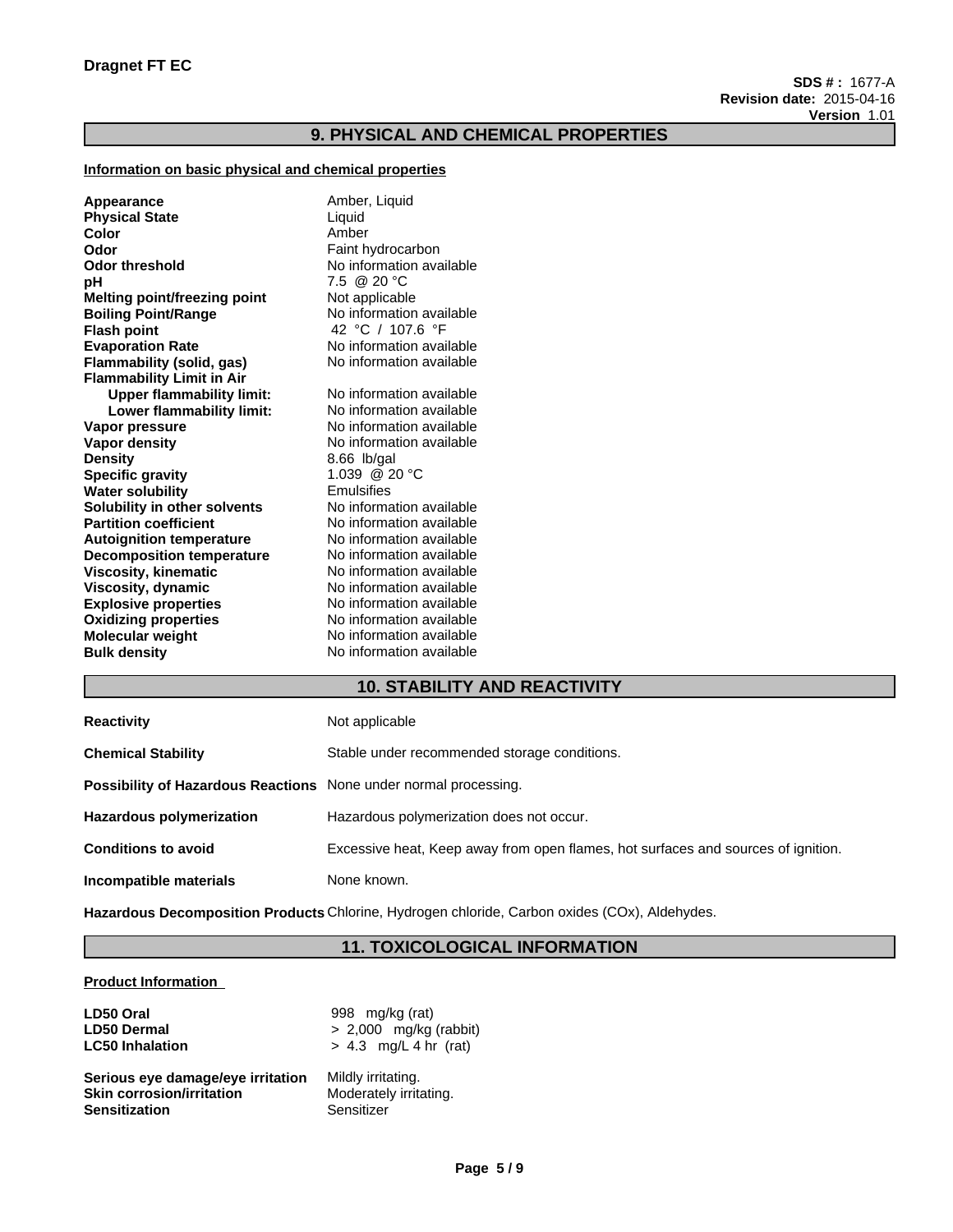## 9. PHYSICAL AND CHEMICAL PROPERTIES

**Information on basic physical and chemical properties**

| | |
|---|---|
| **Appearance** | Amber, Liquid |
| **Physical State** | Liquid |
| **Color** | Amber |
| **Odor** | Faint hydrocarbon |
| **Odor threshold** | No information available |
| **pH** | 7.5 @ 20 °C |
| **Melting point/freezing point** | Not applicable |
| **Boiling Point/Range** | No information available |
| **Flash point** | 42 °C / 107.6 °F |
| **Evaporation Rate** | No information available |
| **Flammability (solid, gas)** | No information available |
| **Flammability Limit in Air** | |
| **Upper flammability limit:** | No information available |
| **Lower flammability limit:** | No information available |
| **Vapor pressure** | No information available |
| **Vapor density** | No information available |
| **Density** | 8.66 lb/gal |
| **Specific gravity** | 1.039 @ 20 °C |
| **Water solubility** | Emulsifies |
| **Solubility in other solvents** | No information available |
| **Partition coefficient** | No information available |
| **Autoignition temperature** | No information available |
| **Decomposition temperature** | No information available |
| **Viscosity, kinematic** | No information available |
| **Viscosity, dynamic** | No information available |
| **Explosive properties** | No information available |
| **Oxidizing properties** | No information available |
| **Molecular weight** | No information available |
| **Bulk density** | No information available |

## 10. STABILITY AND REACTIVITY

| | |
|---|---|
| **Reactivity** | Not applicable |
| **Chemical Stability** | Stable under recommended storage conditions. |
| **Possibility of Hazardous Reactions** | None under normal processing. |
| **Hazardous polymerization** | Hazardous polymerization does not occur. |
| **Conditions to avoid** | Excessive heat, Keep away from open flames, hot surfaces and sources of ignition. |
| **Incompatible materials** | None known. |
| **Hazardous Decomposition Products** | Chlorine, Hydrogen chloride, Carbon oxides (COx), Aldehydes. |

## 11. TOXICOLOGICAL INFORMATION

**Product Information**

| | |
|---|---|
| **LD50 Oral** | 998 mg/kg (rat) |
| **LD50 Dermal** | > 2,000 mg/kg (rabbit) |
| **LC50 Inhalation** | > 4.3 mg/L 4 hr (rat) |

| | |
|---|---|
| **Serious eye damage/eye irritation** | Mildly irritating. |
| **Skin corrosion/irritation** | Moderately irritating. |
| **Sensitization** | Sensitizer |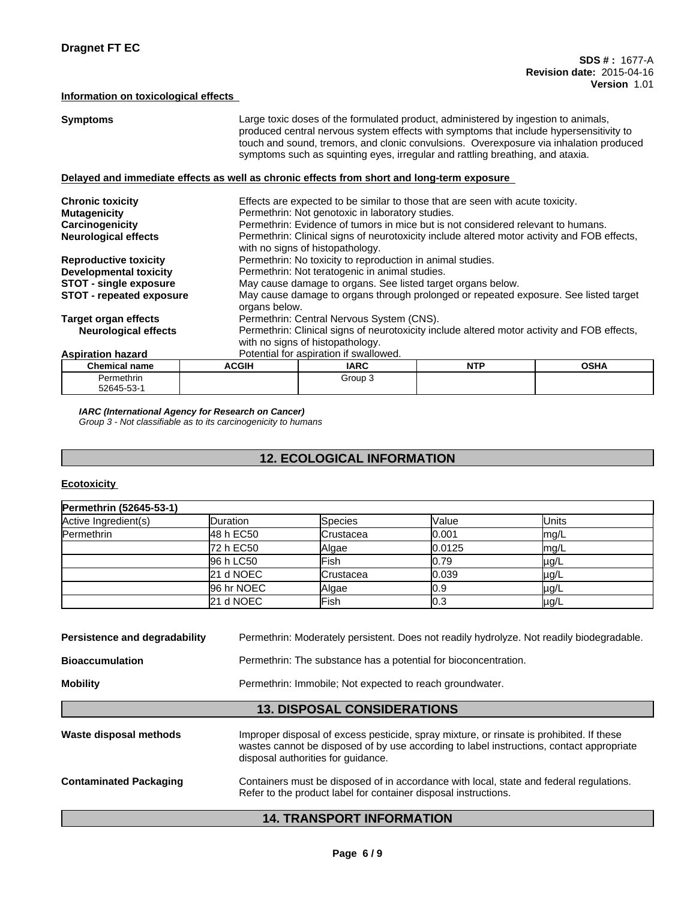**Dragnet FT EC**

**SDS # :** 1677-A
**Revision date:** 2015-04-16
**Version** 1.01

**Information on toxicological effects**

**Symptoms** Large toxic doses of the formulated product, administered by ingestion to animals, produced central nervous system effects with symptoms that include hypersensitivity to touch and sound, tremors, and clonic convulsions. Overexposure via inhalation produced symptoms such as squinting eyes, irregular and rattling breathing, and ataxia.

**Delayed and immediate effects as well as chronic effects from short and long-term exposure**

**Chronic toxicity** Effects are expected to be similar to those that are seen with acute toxicity.
**Mutagenicity** Permethrin: Not genotoxic in laboratory studies.
**Carcinogenicity** Permethrin: Evidence of tumors in mice but is not considered relevant to humans.
**Neurological effects** Permethrin: Clinical signs of neurotoxicity include altered motor activity and FOB effects, with no signs of histopathology.
**Reproductive toxicity** Permethrin: No toxicity to reproduction in animal studies.
**Developmental toxicity** Permethrin: Not teratogenic in animal studies.
**STOT - single exposure** May cause damage to organs. See listed target organs below.
**STOT - repeated exposure** May cause damage to organs through prolonged or repeated exposure. See listed target organs below.
**Target organ effects** Permethrin: Central Nervous System (CNS).
**Neurological effects** Permethrin: Clinical signs of neurotoxicity include altered motor activity and FOB effects, with no signs of histopathology.
**Aspiration hazard** Potential for aspiration if swallowed.

| Chemical name | ACGIH | IARC | NTP | OSHA |
|---|---|---|---|---|
| Permethrin 52645-53-1 | | Group 3 | | |

***IARC (International Agency for Research on Cancer)***
*Group 3 - Not classifiable as to its carcinogenicity to humans*

## 12. ECOLOGICAL INFORMATION

**Ecotoxicity**

| **Permethrin (52645-53-1)** | | | | |
|---|---|---|---|---|
| Active Ingredient(s) | Duration | Species | Value | Units |
| Permethrin | 48 h EC50 | Crustacea | 0.001 | mg/L |
| | 72 h EC50 | Algae | 0.0125 | mg/L |
| | 96 h LC50 | Fish | 0.79 | µg/L |
| | 21 d NOEC | Crustacea | 0.039 | µg/L |
| | 96 hr NOEC | Algae | 0.9 | µg/L |
| | 21 d NOEC | Fish | 0.3 | µg/L |

**Persistence and degradability** Permethrin: Moderately persistent. Does not readily hydrolyze. Not readily biodegradable.

**Bioaccumulation** Permethrin: The substance has a potential for bioconcentration.

**Mobility** Permethrin: Immobile; Not expected to reach groundwater.

## 13. DISPOSAL CONSIDERATIONS

**Waste disposal methods** Improper disposal of excess pesticide, spray mixture, or rinsate is prohibited. If these wastes cannot be disposed of by use according to label instructions, contact appropriate disposal authorities for guidance.

**Contaminated Packaging** Containers must be disposed of in accordance with local, state and federal regulations. Refer to the product label for container disposal instructions.

## 14. TRANSPORT INFORMATION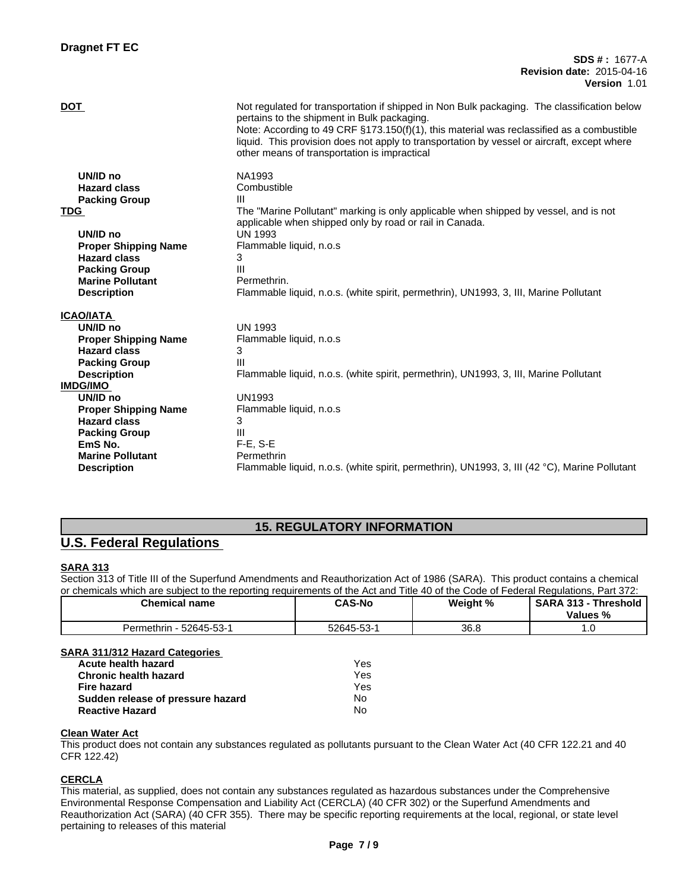**DOT**

Not regulated for transportation if shipped in Non Bulk packaging. The classification below pertains to the shipment in Bulk packaging.
Note: According to 49 CFR §173.150(f)(1), this material was reclassified as a combustible liquid. This provision does not apply to transportation by vessel or aircraft, except where other means of transportation is impractical

| | |
|---|---|
| **UN/ID no** | NA1993 |
| **Hazard class** | Combustible |
| **Packing Group** | III |

**TDG**

The "Marine Pollutant" marking is only applicable when shipped by vessel, and is not applicable when shipped only by road or rail in Canada.

| | |
|---|---|
| **UN/ID no** | UN 1993 |
| **Proper Shipping Name** | Flammable liquid, n.o.s |
| **Hazard class** | 3 |
| **Packing Group** | III |
| **Marine Pollutant** | Permethrin. |
| **Description** | Flammable liquid, n.o.s. (white spirit, permethrin), UN1993, 3, III, Marine Pollutant |

**ICAO/IATA**

| | |
|---|---|
| **UN/ID no** | UN 1993 |
| **Proper Shipping Name** | Flammable liquid, n.o.s |
| **Hazard class** | 3 |
| **Packing Group** | III |
| **Description** | Flammable liquid, n.o.s. (white spirit, permethrin), UN1993, 3, III, Marine Pollutant |

**IMDG/IMO**

| | |
|---|---|
| **UN/ID no** | UN1993 |
| **Proper Shipping Name** | Flammable liquid, n.o.s |
| **Hazard class** | 3 |
| **Packing Group** | III |
| **EmS No.** | F-E, S-E |
| **Marine Pollutant** | Permethrin |
| **Description** | Flammable liquid, n.o.s. (white spirit, permethrin), UN1993, 3, III (42 °C), Marine Pollutant |

## 15. REGULATORY INFORMATION

## U.S. Federal Regulations

**SARA 313**

Section 313 of Title III of the Superfund Amendments and Reauthorization Act of 1986 (SARA). This product contains a chemical or chemicals which are subject to the reporting requirements of the Act and Title 40 of the Code of Federal Regulations, Part 372:

| Chemical name | CAS-No | Weight % | SARA 313 - Threshold Values % |
|---|---|---|---|
| Permethrin - 52645-53-1 | 52645-53-1 | 36.8 | 1.0 |

**SARA 311/312 Hazard Categories**

| | |
|---|---|
| **Acute health hazard** | Yes |
| **Chronic health hazard** | Yes |
| **Fire hazard** | Yes |
| **Sudden release of pressure hazard** | No |
| **Reactive Hazard** | No |

**Clean Water Act**

This product does not contain any substances regulated as pollutants pursuant to the Clean Water Act (40 CFR 122.21 and 40 CFR 122.42)

**CERCLA**

This material, as supplied, does not contain any substances regulated as hazardous substances under the Comprehensive Environmental Response Compensation and Liability Act (CERCLA) (40 CFR 302) or the Superfund Amendments and Reauthorization Act (SARA) (40 CFR 355). There may be specific reporting requirements at the local, regional, or state level pertaining to releases of this material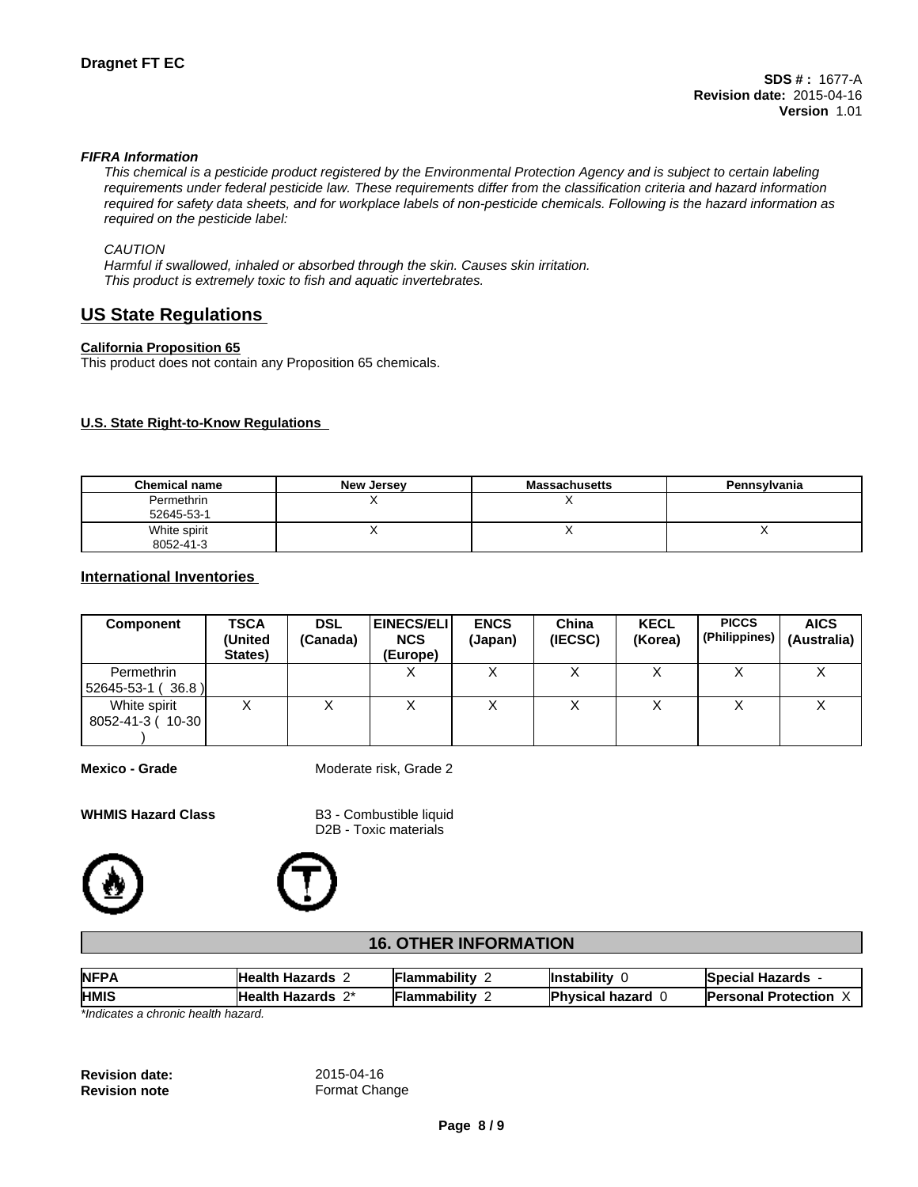*FIFRA Information*

*This chemical is a pesticide product registered by the Environmental Protection Agency and is subject to certain labeling requirements under federal pesticide law. These requirements differ from the classification criteria and hazard information required for safety data sheets, and for workplace labels of non-pesticide chemicals. Following is the hazard information as required on the pesticide label:*

*CAUTION*

*Harmful if swallowed, inhaled or absorbed through the skin. Causes skin irritation.*
*This product is extremely toxic to fish and aquatic invertebrates.*

## US State Regulations

**California Proposition 65**

This product does not contain any Proposition 65 chemicals.

**U.S. State Right-to-Know Regulations**

| Chemical name | New Jersey | Massachusetts | Pennsylvania |
|---|---|---|---|
| Permethrin 52645-53-1 | X | X | |
| White spirit 8052-41-3 | X | X | X |

## International Inventories

| Component | TSCA (United States) | DSL (Canada) | EINECS/ELINCS (Europe) | ENCS (Japan) | China (IECSC) | KECL (Korea) | PICCS (Philippines) | AICS (Australia) |
|---|---|---|---|---|---|---|---|---|
| Permethrin 52645-53-1 ( 36.8 ) | | | X | X | X | X | X | X |
| White spirit 8052-41-3 ( 10-30 ) | X | X | X | X | X | X | X | X |

**Mexico - Grade** Moderate risk, Grade 2

**WHMIS Hazard Class** B3 - Combustible liquid
D2B - Toxic materials

## 16. OTHER INFORMATION

| | | | | |
|---|---|---|---|---|
| **NFPA** | **Health Hazards** 2 | **Flammability** 2 | **Instability** 0 | **Special Hazards** - |
| **HMIS** | **Health Hazards** 2* | **Flammability** 2 | **Physical hazard** 0 | **Personal Protection** X |

*\*Indicates a chronic health hazard.*

**Revision date:** 2015-04-16
**Revision note** Format Change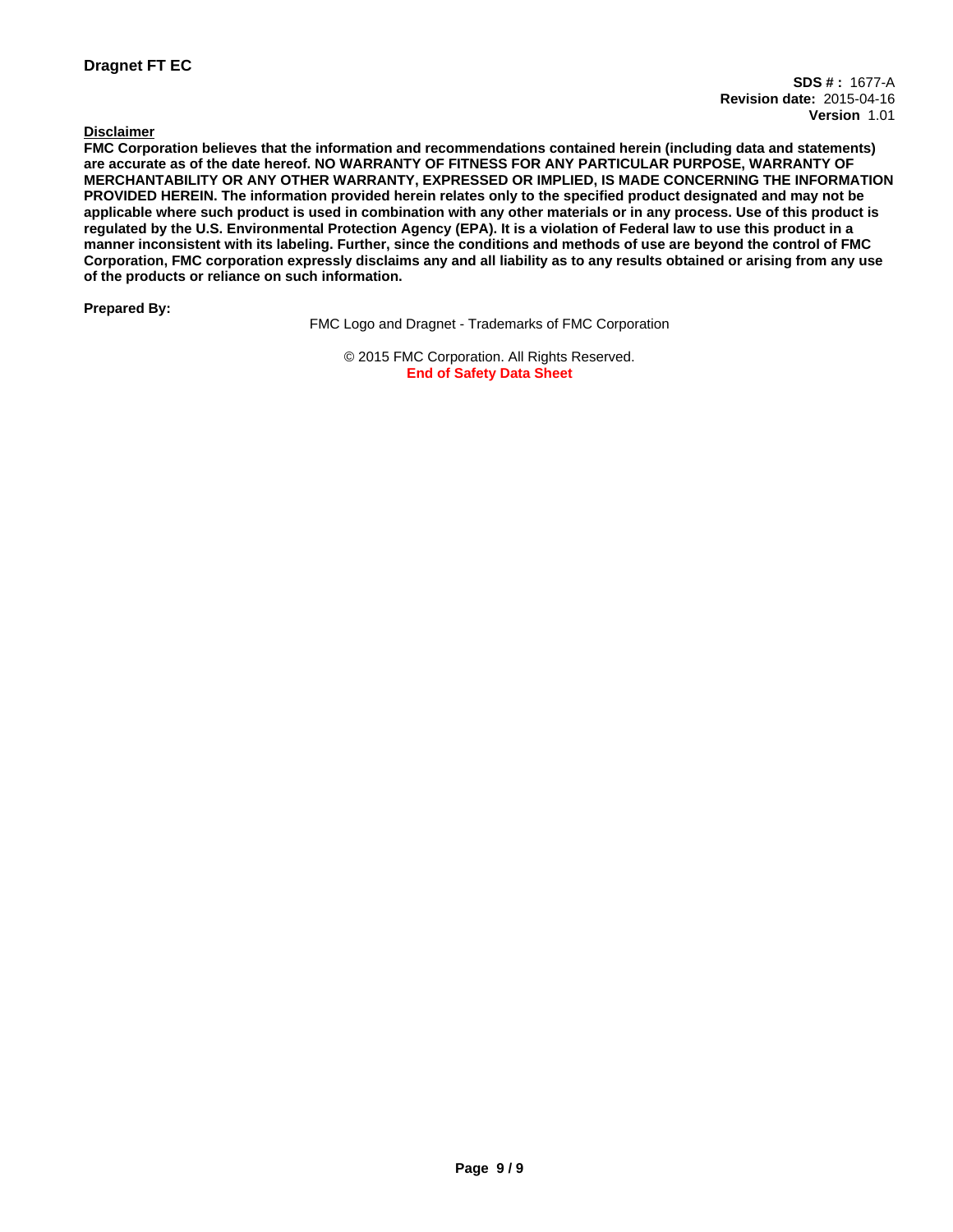**Disclaimer**

**FMC Corporation believes that the information and recommendations contained herein (including data and statements) are accurate as of the date hereof. NO WARRANTY OF FITNESS FOR ANY PARTICULAR PURPOSE, WARRANTY OF MERCHANTABILITY OR ANY OTHER WARRANTY, EXPRESSED OR IMPLIED, IS MADE CONCERNING THE INFORMATION PROVIDED HEREIN. The information provided herein relates only to the specified product designated and may not be applicable where such product is used in combination with any other materials or in any process. Use of this product is regulated by the U.S. Environmental Protection Agency (EPA). It is a violation of Federal law to use this product in a manner inconsistent with its labeling. Further, since the conditions and methods of use are beyond the control of FMC Corporation, FMC corporation expressly disclaims any and all liability as to any results obtained or arising from any use of the products or reliance on such information.**

**Prepared By:**

FMC Logo and Dragnet - Trademarks of FMC Corporation

© 2015 FMC Corporation. All Rights Reserved.

**End of Safety Data Sheet**